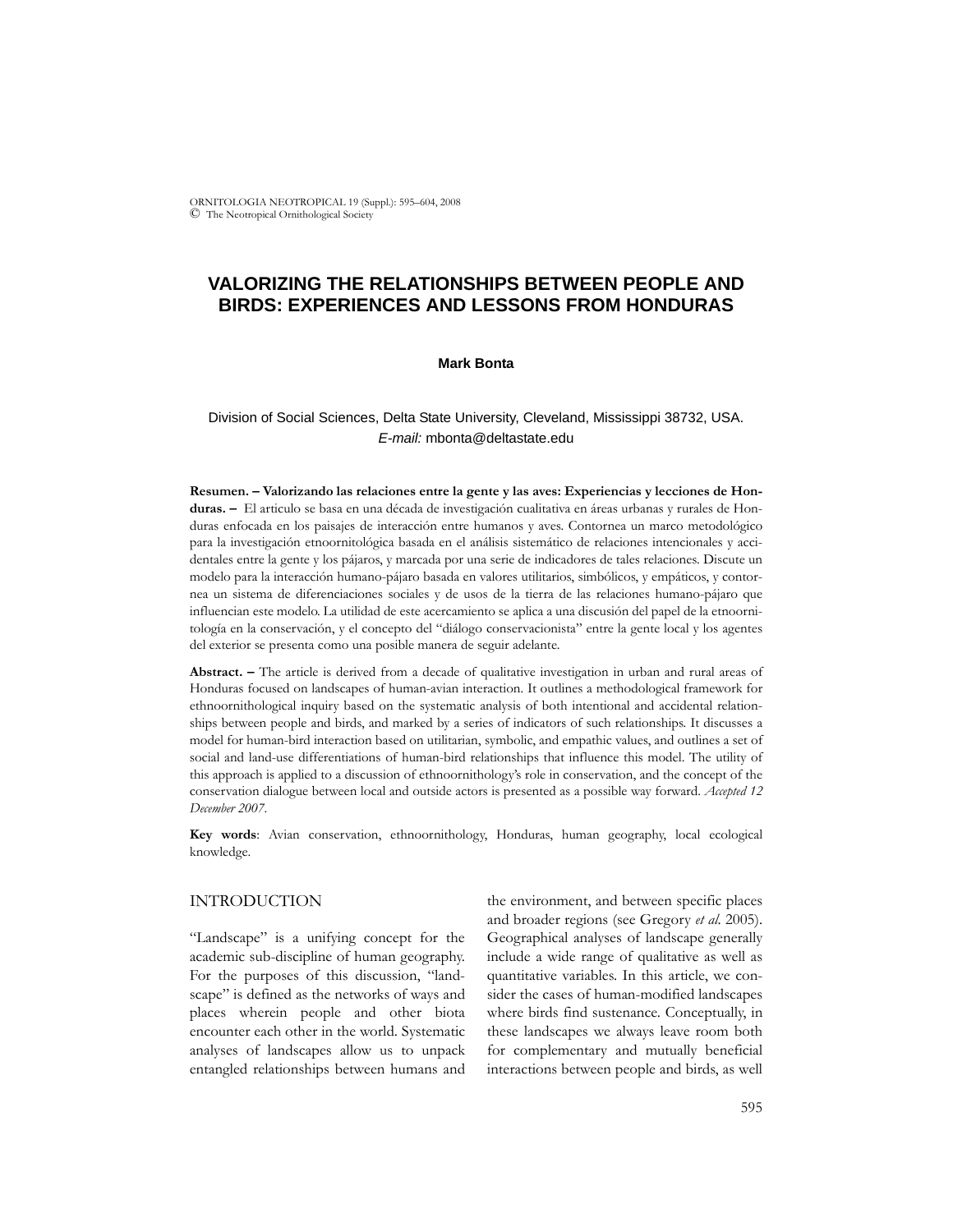# VALORIZING THE RELATIONSHIPS BETWEEN PEOPLE AND BIRDS: EXPERIENCES AND LESSONS FROM HONDURAS

**Mark Bonta**

Division of Social Sciences, Delta State University, Cleveland, Mississippi 38732, USA.
*E-mail:* mbonta@deltastate.edu

**Resumen. – Valorizando las relaciones entre la gente y las aves: Experiencias y lecciones de Honduras. –** El articulo se basa en una década de investigación cualitativa en áreas urbanas y rurales de Honduras enfocada en los paisajes de interacción entre humanos y aves. Contornea un marco metodológico para la investigación etnoornitológica basada en el análisis sistemático de relaciones intencionales y accidentales entre la gente y los pájaros, y marcada por una serie de indicadores de tales relaciones. Discute un modelo para la interacción humano-pájaro basada en valores utilitarios, simbólicos, y empáticos, y contornea un sistema de diferenciaciones sociales y de usos de la tierra de las relaciones humano-pájaro que influencian este modelo. La utilidad de este acercamiento se aplica a una discusión del papel de la etnoornitología en la conservación, y el concepto del "diálogo conservacionista" entre la gente local y los agentes del exterior se presenta como una posible manera de seguir adelante.

**Abstract. –** The article is derived from a decade of qualitative investigation in urban and rural areas of Honduras focused on landscapes of human-avian interaction. It outlines a methodological framework for ethnoornithological inquiry based on the systematic analysis of both intentional and accidental relationships between people and birds, and marked by a series of indicators of such relationships. It discusses a model for human-bird interaction based on utilitarian, symbolic, and empathic values, and outlines a set of social and land-use differentiations of human-bird relationships that influence this model. The utility of this approach is applied to a discussion of ethnoornithology's role in conservation, and the concept of the conservation dialogue between local and outside actors is presented as a possible way forward. *Accepted 12 December 2007.*

**Key words**: Avian conservation, ethnoornithology, Honduras, human geography, local ecological knowledge.

## INTRODUCTION

"Landscape" is a unifying concept for the academic sub-discipline of human geography. For the purposes of this discussion, "landscape" is defined as the networks of ways and places wherein people and other biota encounter each other in the world. Systematic analyses of landscapes allow us to unpack entangled relationships between humans and the environment, and between specific places and broader regions (see Gregory *et al.* 2005). Geographical analyses of landscape generally include a wide range of qualitative as well as quantitative variables. In this article, we consider the cases of human-modified landscapes where birds find sustenance. Conceptually, in these landscapes we always leave room both for complementary and mutually beneficial interactions between people and birds, as well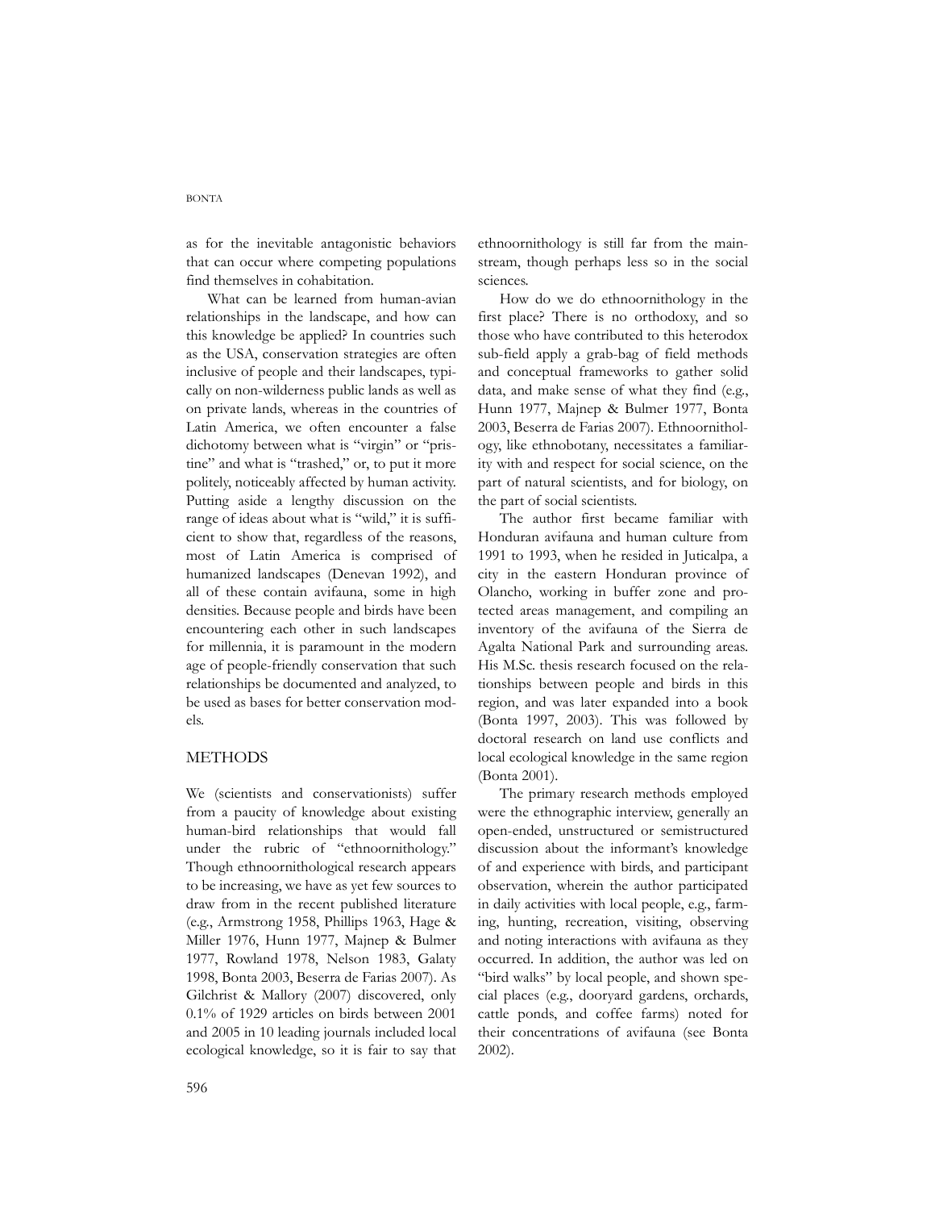as for the inevitable antagonistic behaviors that can occur where competing populations find themselves in cohabitation.

What can be learned from human-avian relationships in the landscape, and how can this knowledge be applied? In countries such as the USA, conservation strategies are often inclusive of people and their landscapes, typically on non-wilderness public lands as well as on private lands, whereas in the countries of Latin America, we often encounter a false dichotomy between what is "virgin" or "pristine" and what is "trashed," or, to put it more politely, noticeably affected by human activity. Putting aside a lengthy discussion on the range of ideas about what is "wild," it is sufficient to show that, regardless of the reasons, most of Latin America is comprised of humanized landscapes (Denevan 1992), and all of these contain avifauna, some in high densities. Because people and birds have been encountering each other in such landscapes for millennia, it is paramount in the modern age of people-friendly conservation that such relationships be documented and analyzed, to be used as bases for better conservation models.

## METHODS

We (scientists and conservationists) suffer from a paucity of knowledge about existing human-bird relationships that would fall under the rubric of "ethnoornithology." Though ethnoornithological research appears to be increasing, we have as yet few sources to draw from in the recent published literature (e.g., Armstrong 1958, Phillips 1963, Hage & Miller 1976, Hunn 1977, Majnep & Bulmer 1977, Rowland 1978, Nelson 1983, Galaty 1998, Bonta 2003, Beserra de Farias 2007). As Gilchrist & Mallory (2007) discovered, only 0.1% of 1929 articles on birds between 2001 and 2005 in 10 leading journals included local ecological knowledge, so it is fair to say that ethnoornithology is still far from the mainstream, though perhaps less so in the social sciences.

How do we do ethnoornithology in the first place? There is no orthodoxy, and so those who have contributed to this heterodox sub-field apply a grab-bag of field methods and conceptual frameworks to gather solid data, and make sense of what they find (e.g., Hunn 1977, Majnep & Bulmer 1977, Bonta 2003, Beserra de Farias 2007). Ethnoornithology, like ethnobotany, necessitates a familiarity with and respect for social science, on the part of natural scientists, and for biology, on the part of social scientists.

The author first became familiar with Honduran avifauna and human culture from 1991 to 1993, when he resided in Juticalpa, a city in the eastern Honduran province of Olancho, working in buffer zone and protected areas management, and compiling an inventory of the avifauna of the Sierra de Agalta National Park and surrounding areas. His M.Sc. thesis research focused on the relationships between people and birds in this region, and was later expanded into a book (Bonta 1997, 2003). This was followed by doctoral research on land use conflicts and local ecological knowledge in the same region (Bonta 2001).

The primary research methods employed were the ethnographic interview, generally an open-ended, unstructured or semistructured discussion about the informant's knowledge of and experience with birds, and participant observation, wherein the author participated in daily activities with local people, e.g., farming, hunting, recreation, visiting, observing and noting interactions with avifauna as they occurred. In addition, the author was led on "bird walks" by local people, and shown special places (e.g., dooryard gardens, orchards, cattle ponds, and coffee farms) noted for their concentrations of avifauna (see Bonta 2002).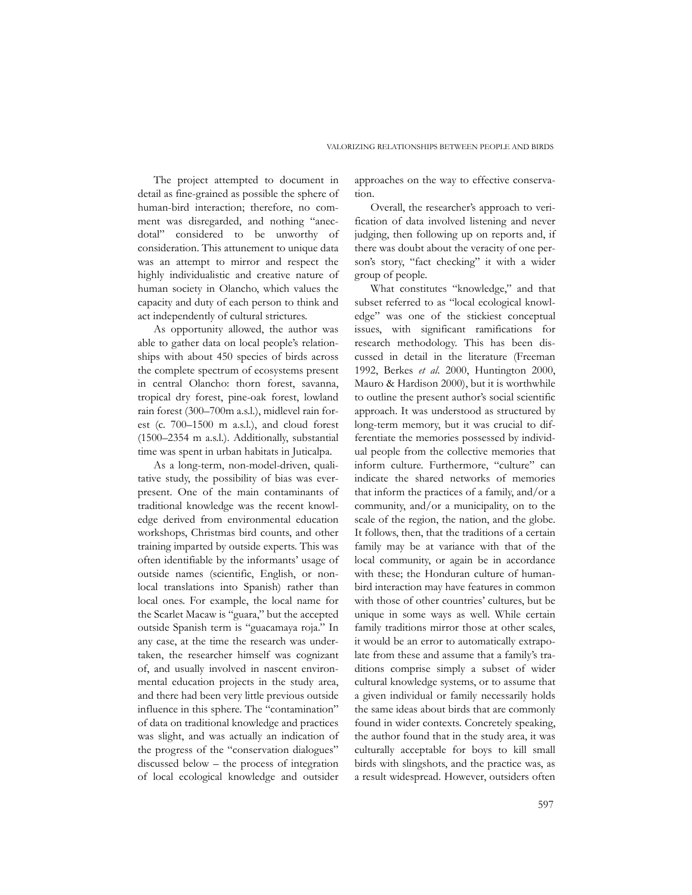The project attempted to document in detail as fine-grained as possible the sphere of human-bird interaction; therefore, no comment was disregarded, and nothing "anecdotal" considered to be unworthy of consideration. This attunement to unique data was an attempt to mirror and respect the highly individualistic and creative nature of human society in Olancho, which values the capacity and duty of each person to think and act independently of cultural strictures.

As opportunity allowed, the author was able to gather data on local people's relationships with about 450 species of birds across the complete spectrum of ecosystems present in central Olancho: thorn forest, savanna, tropical dry forest, pine-oak forest, lowland rain forest (300–700m a.s.l.), midlevel rain forest (c. 700–1500 m a.s.l.), and cloud forest (1500–2354 m a.s.l.). Additionally, substantial time was spent in urban habitats in Juticalpa.

As a long-term, non-model-driven, qualitative study, the possibility of bias was ever-present. One of the main contaminants of traditional knowledge was the recent knowledge derived from environmental education workshops, Christmas bird counts, and other training imparted by outside experts. This was often identifiable by the informants' usage of outside names (scientific, English, or non-local translations into Spanish) rather than local ones. For example, the local name for the Scarlet Macaw is "guara," but the accepted outside Spanish term is "guacamaya roja." In any case, at the time the research was undertaken, the researcher himself was cognizant of, and usually involved in nascent environmental education projects in the study area, and there had been very little previous outside influence in this sphere. The "contamination" of data on traditional knowledge and practices was slight, and was actually an indication of the progress of the "conservation dialogues" discussed below – the process of integration of local ecological knowledge and outsider approaches on the way to effective conservation.

Overall, the researcher's approach to verification of data involved listening and never judging, then following up on reports and, if there was doubt about the veracity of one person's story, "fact checking" it with a wider group of people.

What constitutes "knowledge," and that subset referred to as "local ecological knowledge" was one of the stickiest conceptual issues, with significant ramifications for research methodology. This has been discussed in detail in the literature (Freeman 1992, Berkes *et al.* 2000, Huntington 2000, Mauro & Hardison 2000), but it is worthwhile to outline the present author's social scientific approach. It was understood as structured by long-term memory, but it was crucial to differentiate the memories possessed by individual people from the collective memories that inform culture. Furthermore, "culture" can indicate the shared networks of memories that inform the practices of a family, and/or a community, and/or a municipality, on to the scale of the region, the nation, and the globe. It follows, then, that the traditions of a certain family may be at variance with that of the local community, or again be in accordance with these; the Honduran culture of human-bird interaction may have features in common with those of other countries' cultures, but be unique in some ways as well. While certain family traditions mirror those at other scales, it would be an error to automatically extrapolate from these and assume that a family's traditions comprise simply a subset of wider cultural knowledge systems, or to assume that a given individual or family necessarily holds the same ideas about birds that are commonly found in wider contexts. Concretely speaking, the author found that in the study area, it was culturally acceptable for boys to kill small birds with slingshots, and the practice was, as a result widespread. However, outsiders often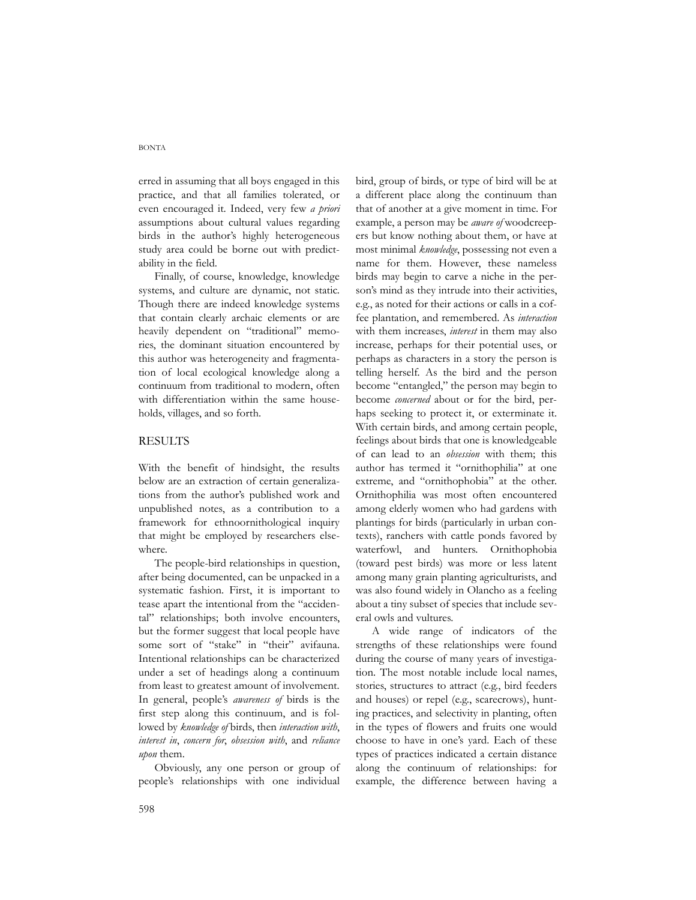erred in assuming that all boys engaged in this practice, and that all families tolerated, or even encouraged it. Indeed, very few *a priori* assumptions about cultural values regarding birds in the author's highly heterogeneous study area could be borne out with predictability in the field.

Finally, of course, knowledge, knowledge systems, and culture are dynamic, not static. Though there are indeed knowledge systems that contain clearly archaic elements or are heavily dependent on "traditional" memories, the dominant situation encountered by this author was heterogeneity and fragmentation of local ecological knowledge along a continuum from traditional to modern, often with differentiation within the same households, villages, and so forth.

## RESULTS

With the benefit of hindsight, the results below are an extraction of certain generalizations from the author's published work and unpublished notes, as a contribution to a framework for ethnoornithological inquiry that might be employed by researchers elsewhere.

The people-bird relationships in question, after being documented, can be unpacked in a systematic fashion. First, it is important to tease apart the intentional from the "accidental" relationships; both involve encounters, but the former suggest that local people have some sort of "stake" in "their" avifauna. Intentional relationships can be characterized under a set of headings along a continuum from least to greatest amount of involvement. In general, people's *awareness of* birds is the first step along this continuum, and is followed by *knowledge of* birds, then *interaction with*, *interest in*, *concern for*, *obsession with*, and *reliance upon* them.

Obviously, any one person or group of people's relationships with one individual bird, group of birds, or type of bird will be at a different place along the continuum than that of another at a give moment in time. For example, a person may be *aware of* woodcreepers but know nothing about them, or have at most minimal *knowledge*, possessing not even a name for them. However, these nameless birds may begin to carve a niche in the person's mind as they intrude into their activities, e.g., as noted for their actions or calls in a coffee plantation, and remembered. As *interaction* with them increases, *interest* in them may also increase, perhaps for their potential uses, or perhaps as characters in a story the person is telling herself. As the bird and the person become "entangled," the person may begin to become *concerned* about or for the bird, perhaps seeking to protect it, or exterminate it. With certain birds, and among certain people, feelings about birds that one is knowledgeable of can lead to an *obsession* with them; this author has termed it "ornithophilia" at one extreme, and "ornithophobia" at the other. Ornithophilia was most often encountered among elderly women who had gardens with plantings for birds (particularly in urban contexts), ranchers with cattle ponds favored by waterfowl, and hunters. Ornithophobia (toward pest birds) was more or less latent among many grain planting agriculturists, and was also found widely in Olancho as a feeling about a tiny subset of species that include several owls and vultures.

A wide range of indicators of the strengths of these relationships were found during the course of many years of investigation. The most notable include local names, stories, structures to attract (e.g., bird feeders and houses) or repel (e.g., scarecrows), hunting practices, and selectivity in planting, often in the types of flowers and fruits one would choose to have in one's yard. Each of these types of practices indicated a certain distance along the continuum of relationships: for example, the difference between having a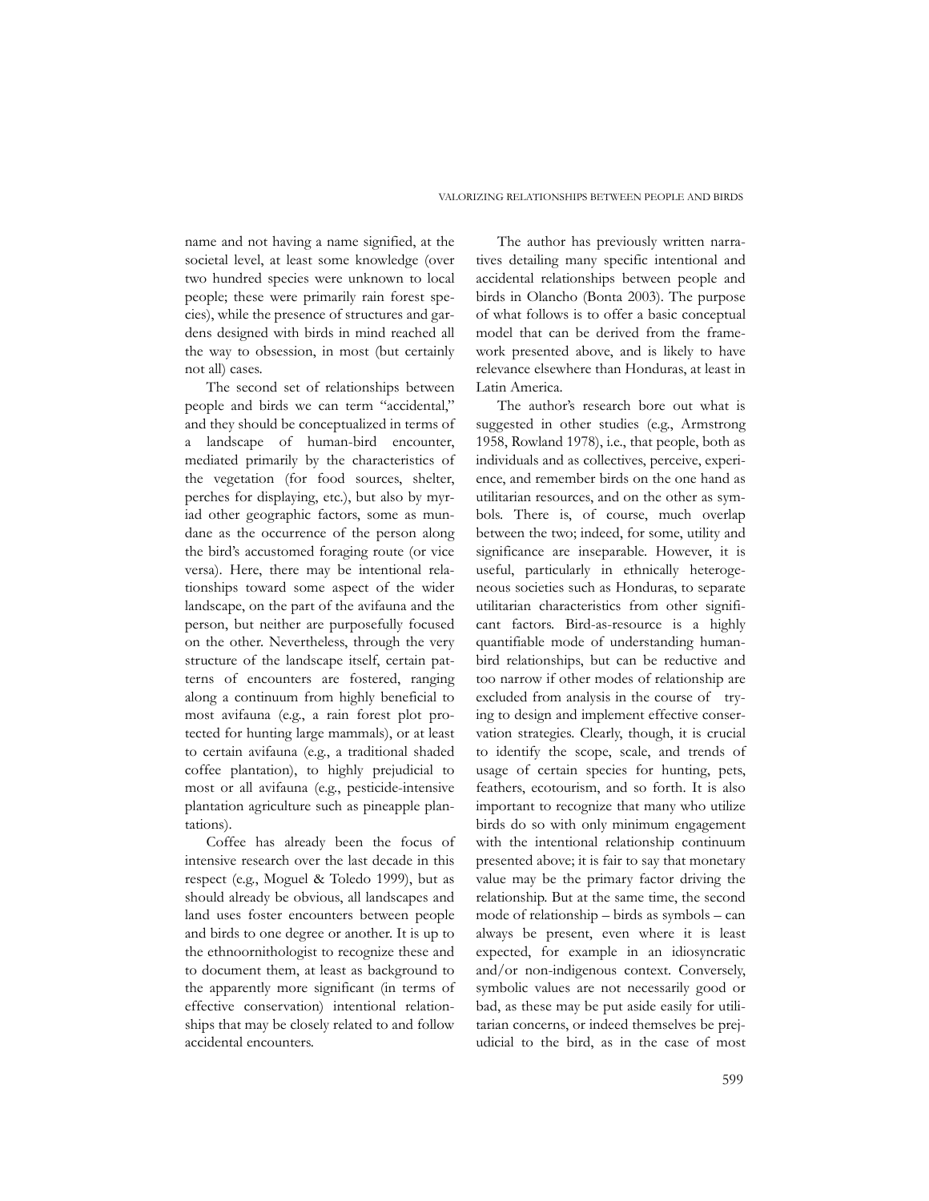name and not having a name signified, at the societal level, at least some knowledge (over two hundred species were unknown to local people; these were primarily rain forest species), while the presence of structures and gardens designed with birds in mind reached all the way to obsession, in most (but certainly not all) cases.

The second set of relationships between people and birds we can term "accidental," and they should be conceptualized in terms of a landscape of human-bird encounter, mediated primarily by the characteristics of the vegetation (for food sources, shelter, perches for displaying, etc.), but also by myriad other geographic factors, some as mundane as the occurrence of the person along the bird's accustomed foraging route (or vice versa). Here, there may be intentional relationships toward some aspect of the wider landscape, on the part of the avifauna and the person, but neither are purposefully focused on the other. Nevertheless, through the very structure of the landscape itself, certain patterns of encounters are fostered, ranging along a continuum from highly beneficial to most avifauna (e.g., a rain forest plot protected for hunting large mammals), or at least to certain avifauna (e.g., a traditional shaded coffee plantation), to highly prejudicial to most or all avifauna (e.g., pesticide-intensive plantation agriculture such as pineapple plantations).

Coffee has already been the focus of intensive research over the last decade in this respect (e.g., Moguel & Toledo 1999), but as should already be obvious, all landscapes and land uses foster encounters between people and birds to one degree or another. It is up to the ethnoornithologist to recognize these and to document them, at least as background to the apparently more significant (in terms of effective conservation) intentional relationships that may be closely related to and follow accidental encounters.

The author has previously written narratives detailing many specific intentional and accidental relationships between people and birds in Olancho (Bonta 2003). The purpose of what follows is to offer a basic conceptual model that can be derived from the framework presented above, and is likely to have relevance elsewhere than Honduras, at least in Latin America.

The author's research bore out what is suggested in other studies (e.g., Armstrong 1958, Rowland 1978), i.e., that people, both as individuals and as collectives, perceive, experience, and remember birds on the one hand as utilitarian resources, and on the other as symbols. There is, of course, much overlap between the two; indeed, for some, utility and significance are inseparable. However, it is useful, particularly in ethnically heterogeneous societies such as Honduras, to separate utilitarian characteristics from other significant factors. Bird-as-resource is a highly quantifiable mode of understanding human-bird relationships, but can be reductive and too narrow if other modes of relationship are excluded from analysis in the course of trying to design and implement effective conservation strategies. Clearly, though, it is crucial to identify the scope, scale, and trends of usage of certain species for hunting, pets, feathers, ecotourism, and so forth. It is also important to recognize that many who utilize birds do so with only minimum engagement with the intentional relationship continuum presented above; it is fair to say that monetary value may be the primary factor driving the relationship. But at the same time, the second mode of relationship – birds as symbols – can always be present, even where it is least expected, for example in an idiosyncratic and/or non-indigenous context. Conversely, symbolic values are not necessarily good or bad, as these may be put aside easily for utilitarian concerns, or indeed themselves be prejudicial to the bird, as in the case of most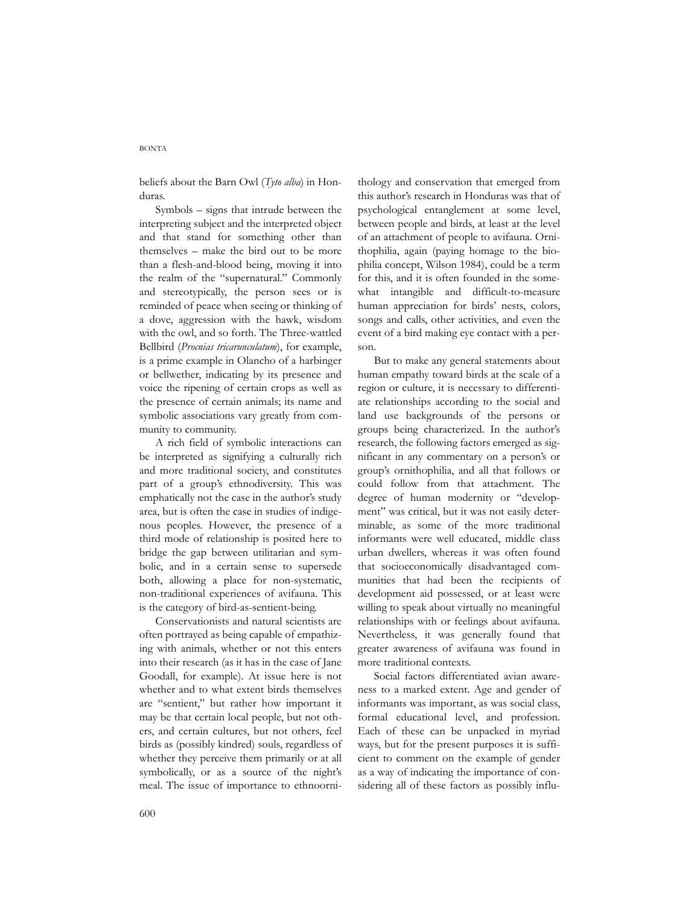beliefs about the Barn Owl (*Tyto alba*) in Honduras.

Symbols – signs that intrude between the interpreting subject and the interpreted object and that stand for something other than themselves – make the bird out to be more than a flesh-and-blood being, moving it into the realm of the "supernatural." Commonly and stereotypically, the person sees or is reminded of peace when seeing or thinking of a dove, aggression with the hawk, wisdom with the owl, and so forth. The Three-wattled Bellbird (*Procnias tricarunculatum*), for example, is a prime example in Olancho of a harbinger or bellwether, indicating by its presence and voice the ripening of certain crops as well as the presence of certain animals; its name and symbolic associations vary greatly from community to community.

A rich field of symbolic interactions can be interpreted as signifying a culturally rich and more traditional society, and constitutes part of a group's ethnodiversity. This was emphatically not the case in the author's study area, but is often the case in studies of indigenous peoples. However, the presence of a third mode of relationship is posited here to bridge the gap between utilitarian and symbolic, and in a certain sense to supersede both, allowing a place for non-systematic, non-traditional experiences of avifauna. This is the category of bird-as-sentient-being.

Conservationists and natural scientists are often portrayed as being capable of empathizing with animals, whether or not this enters into their research (as it has in the case of Jane Goodall, for example). At issue here is not whether and to what extent birds themselves are "sentient," but rather how important it may be that certain local people, but not others, and certain cultures, but not others, feel birds as (possibly kindred) souls, regardless of whether they perceive them primarily or at all symbolically, or as a source of the night's meal. The issue of importance to ethnoornithology and conservation that emerged from this author's research in Honduras was that of psychological entanglement at some level, between people and birds, at least at the level of an attachment of people to avifauna. Ornithophilia, again (paying homage to the biophilia concept, Wilson 1984), could be a term for this, and it is often founded in the somewhat intangible and difficult-to-measure human appreciation for birds' nests, colors, songs and calls, other activities, and even the event of a bird making eye contact with a person.

But to make any general statements about human empathy toward birds at the scale of a region or culture, it is necessary to differentiate relationships according to the social and land use backgrounds of the persons or groups being characterized. In the author's research, the following factors emerged as significant in any commentary on a person's or group's ornithophilia, and all that follows or could follow from that attachment. The degree of human modernity or "development" was critical, but it was not easily determinable, as some of the more traditional informants were well educated, middle class urban dwellers, whereas it was often found that socioeconomically disadvantaged communities that had been the recipients of development aid possessed, or at least were willing to speak about virtually no meaningful relationships with or feelings about avifauna. Nevertheless, it was generally found that greater awareness of avifauna was found in more traditional contexts.

Social factors differentiated avian awareness to a marked extent. Age and gender of informants was important, as was social class, formal educational level, and profession. Each of these can be unpacked in myriad ways, but for the present purposes it is sufficient to comment on the example of gender as a way of indicating the importance of considering all of these factors as possibly influ-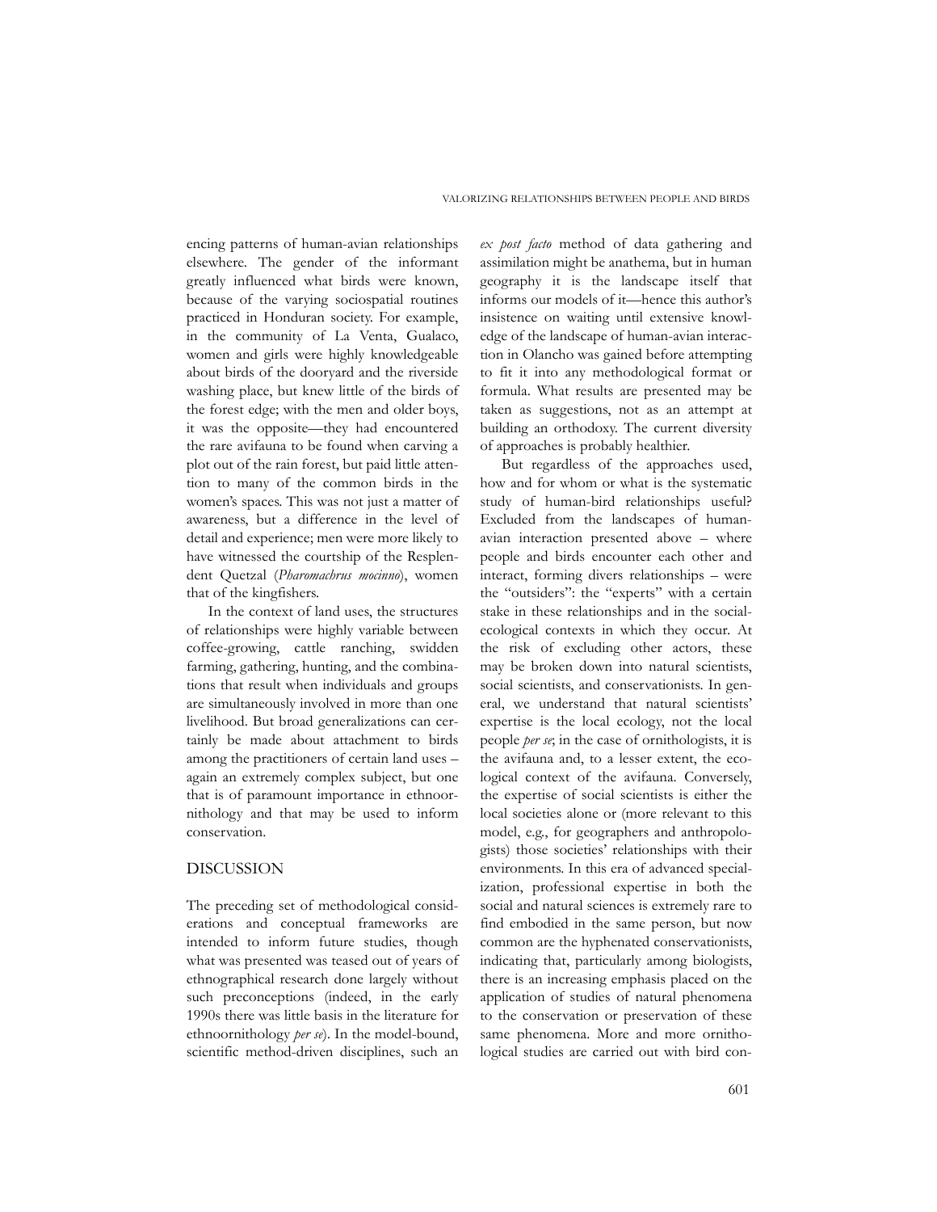encing patterns of human-avian relationships elsewhere. The gender of the informant greatly influenced what birds were known, because of the varying sociospatial routines practiced in Honduran society. For example, in the community of La Venta, Gualaco, women and girls were highly knowledgeable about birds of the dooryard and the riverside washing place, but knew little of the birds of the forest edge; with the men and older boys, it was the opposite—they had encountered the rare avifauna to be found when carving a plot out of the rain forest, but paid little attention to many of the common birds in the women's spaces. This was not just a matter of awareness, but a difference in the level of detail and experience; men were more likely to have witnessed the courtship of the Resplendent Quetzal (*Pharomachrus mocinno*), women that of the kingfishers.

In the context of land uses, the structures of relationships were highly variable between coffee-growing, cattle ranching, swidden farming, gathering, hunting, and the combinations that result when individuals and groups are simultaneously involved in more than one livelihood. But broad generalizations can certainly be made about attachment to birds among the practitioners of certain land uses – again an extremely complex subject, but one that is of paramount importance in ethnoornithology and that may be used to inform conservation.

## DISCUSSION

The preceding set of methodological considerations and conceptual frameworks are intended to inform future studies, though what was presented was teased out of years of ethnographical research done largely without such preconceptions (indeed, in the early 1990s there was little basis in the literature for ethnoornithology *per se*). In the model-bound, scientific method-driven disciplines, such an *ex post facto* method of data gathering and assimilation might be anathema, but in human geography it is the landscape itself that informs our models of it—hence this author's insistence on waiting until extensive knowledge of the landscape of human-avian interaction in Olancho was gained before attempting to fit it into any methodological format or formula. What results are presented may be taken as suggestions, not as an attempt at building an orthodoxy. The current diversity of approaches is probably healthier.

But regardless of the approaches used, how and for whom or what is the systematic study of human-bird relationships useful? Excluded from the landscapes of human-avian interaction presented above – where people and birds encounter each other and interact, forming divers relationships – were the "outsiders": the "experts" with a certain stake in these relationships and in the social-ecological contexts in which they occur. At the risk of excluding other actors, these may be broken down into natural scientists, social scientists, and conservationists. In general, we understand that natural scientists' expertise is the local ecology, not the local people *per se*; in the case of ornithologists, it is the avifauna and, to a lesser extent, the ecological context of the avifauna. Conversely, the expertise of social scientists is either the local societies alone or (more relevant to this model, e.g., for geographers and anthropologists) those societies' relationships with their environments. In this era of advanced specialization, professional expertise in both the social and natural sciences is extremely rare to find embodied in the same person, but now common are the hyphenated conservationists, indicating that, particularly among biologists, there is an increasing emphasis placed on the application of studies of natural phenomena to the conservation or preservation of these same phenomena. More and more ornithological studies are carried out with bird con-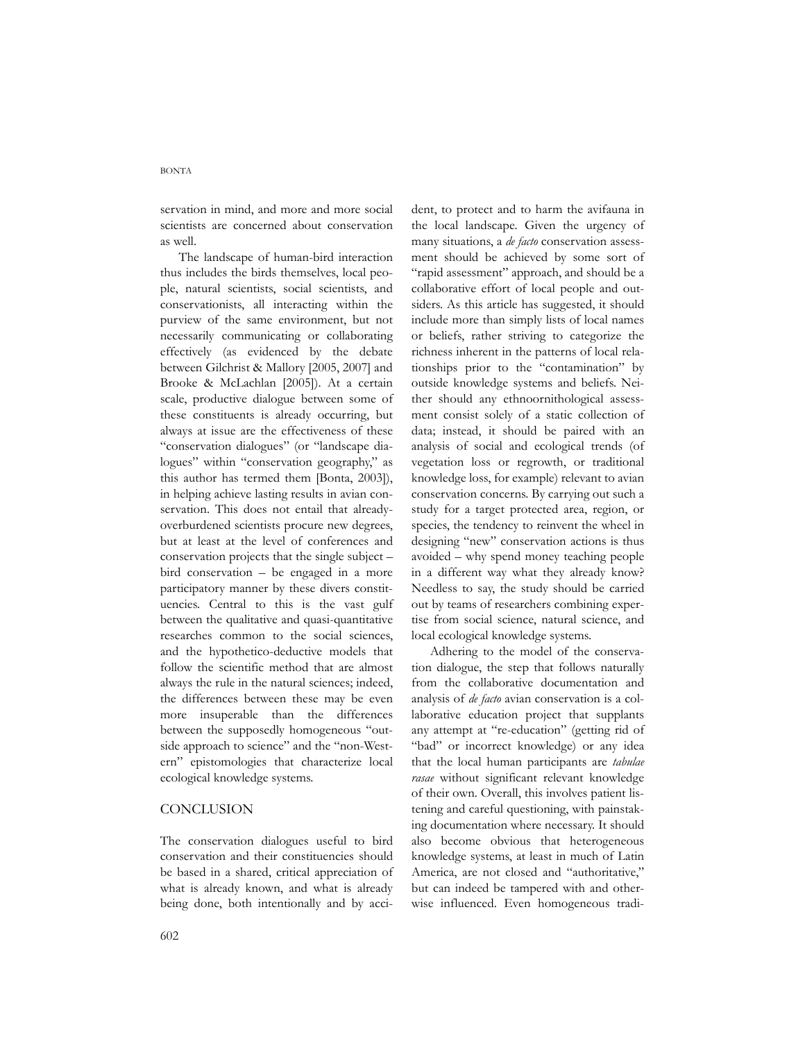servation in mind, and more and more social scientists are concerned about conservation as well.

The landscape of human-bird interaction thus includes the birds themselves, local people, natural scientists, social scientists, and conservationists, all interacting within the purview of the same environment, but not necessarily communicating or collaborating effectively (as evidenced by the debate between Gilchrist & Mallory [2005, 2007] and Brooke & McLachlan [2005]). At a certain scale, productive dialogue between some of these constituents is already occurring, but always at issue are the effectiveness of these "conservation dialogues" (or "landscape dialogues" within "conservation geography," as this author has termed them [Bonta, 2003]), in helping achieve lasting results in avian conservation. This does not entail that already-overburdened scientists procure new degrees, but at least at the level of conferences and conservation projects that the single subject – bird conservation – be engaged in a more participatory manner by these divers constituencies. Central to this is the vast gulf between the qualitative and quasi-quantitative researches common to the social sciences, and the hypothetico-deductive models that follow the scientific method that are almost always the rule in the natural sciences; indeed, the differences between these may be even more insuperable than the differences between the supposedly homogeneous "outside approach to science" and the "non-Western" epistomologies that characterize local ecological knowledge systems.

## CONCLUSION

The conservation dialogues useful to bird conservation and their constituencies should be based in a shared, critical appreciation of what is already known, and what is already being done, both intentionally and by accident, to protect and to harm the avifauna in the local landscape. Given the urgency of many situations, a *de facto* conservation assessment should be achieved by some sort of "rapid assessment" approach, and should be a collaborative effort of local people and outsiders. As this article has suggested, it should include more than simply lists of local names or beliefs, rather striving to categorize the richness inherent in the patterns of local relationships prior to the "contamination" by outside knowledge systems and beliefs. Neither should any ethnoornithological assessment consist solely of a static collection of data; instead, it should be paired with an analysis of social and ecological trends (of vegetation loss or regrowth, or traditional knowledge loss, for example) relevant to avian conservation concerns. By carrying out such a study for a target protected area, region, or species, the tendency to reinvent the wheel in designing "new" conservation actions is thus avoided – why spend money teaching people in a different way what they already know? Needless to say, the study should be carried out by teams of researchers combining expertise from social science, natural science, and local ecological knowledge systems.

Adhering to the model of the conservation dialogue, the step that follows naturally from the collaborative documentation and analysis of *de facto* avian conservation is a collaborative education project that supplants any attempt at "re-education" (getting rid of "bad" or incorrect knowledge) or any idea that the local human participants are *tabulae rasae* without significant relevant knowledge of their own. Overall, this involves patient listening and careful questioning, with painstaking documentation where necessary. It should also become obvious that heterogeneous knowledge systems, at least in much of Latin America, are not closed and "authoritative," but can indeed be tampered with and otherwise influenced. Even homogeneous tradi-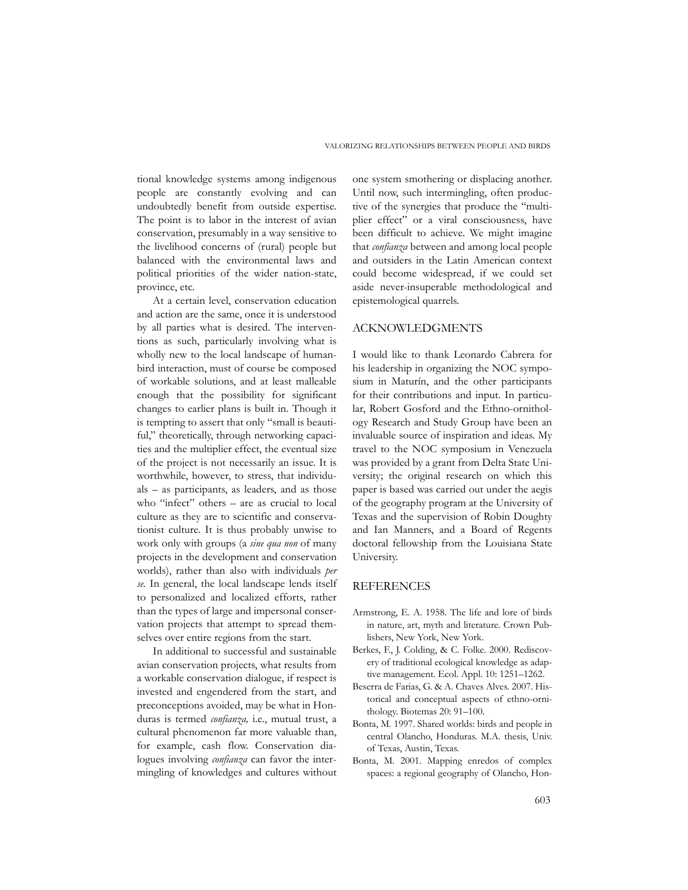tional knowledge systems among indigenous people are constantly evolving and can undoubtedly benefit from outside expertise. The point is to labor in the interest of avian conservation, presumably in a way sensitive to the livelihood concerns of (rural) people but balanced with the environmental laws and political priorities of the wider nation-state, province, etc.

At a certain level, conservation education and action are the same, once it is understood by all parties what is desired. The interventions as such, particularly involving what is wholly new to the local landscape of human-bird interaction, must of course be composed of workable solutions, and at least malleable enough that the possibility for significant changes to earlier plans is built in. Though it is tempting to assert that only "small is beautiful," theoretically, through networking capacities and the multiplier effect, the eventual size of the project is not necessarily an issue. It is worthwhile, however, to stress, that individuals – as participants, as leaders, and as those who "infect" others – are as crucial to local culture as they are to scientific and conservationist culture. It is thus probably unwise to work only with groups (a *sine qua non* of many projects in the development and conservation worlds), rather than also with individuals *per se*. In general, the local landscape lends itself to personalized and localized efforts, rather than the types of large and impersonal conservation projects that attempt to spread themselves over entire regions from the start.

In additional to successful and sustainable avian conservation projects, what results from a workable conservation dialogue, if respect is invested and engendered from the start, and preconceptions avoided, may be what in Honduras is termed *confianza,* i.e., mutual trust, a cultural phenomenon far more valuable than, for example, cash flow. Conservation dialogues involving *confianza* can favor the intermingling of knowledges and cultures without one system smothering or displacing another. Until now, such intermingling, often productive of the synergies that produce the "multiplier effect" or a viral consciousness, have been difficult to achieve. We might imagine that *confianza* between and among local people and outsiders in the Latin American context could become widespread, if we could set aside never-insuperable methodological and epistemological quarrels.

## ACKNOWLEDGMENTS

I would like to thank Leonardo Cabrera for his leadership in organizing the NOC symposium in Maturín, and the other participants for their contributions and input. In particular, Robert Gosford and the Ethno-ornithology Research and Study Group have been an invaluable source of inspiration and ideas. My travel to the NOC symposium in Venezuela was provided by a grant from Delta State University; the original research on which this paper is based was carried out under the aegis of the geography program at the University of Texas and the supervision of Robin Doughty and Ian Manners, and a Board of Regents doctoral fellowship from the Louisiana State University.

## REFERENCES

Armstrong, E. A. 1958. The life and lore of birds in nature, art, myth and literature. Crown Publishers, New York, New York.

Berkes, F., J. Colding, & C. Folke. 2000. Rediscovery of traditional ecological knowledge as adaptive management. Ecol. Appl. 10: 1251–1262.

Beserra de Farias, G. & A. Chaves Alves. 2007. Historical and conceptual aspects of ethno-ornithology. Biotemas 20: 91–100.

Bonta, M. 1997. Shared worlds: birds and people in central Olancho, Honduras. M.A. thesis, Univ. of Texas, Austin, Texas.

Bonta, M. 2001. Mapping enredos of complex spaces: a regional geography of Olancho, Hon-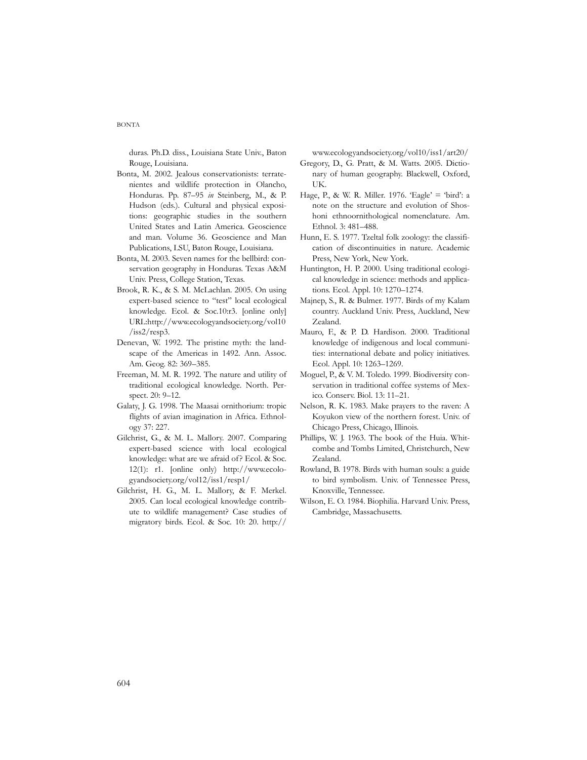duras. Ph.D. diss., Louisiana State Univ., Baton Rouge, Louisiana.

Bonta, M. 2002. Jealous conservationists: terratenientes and wildlife protection in Olancho, Honduras. Pp. 87–95 *in* Steinberg, M., & P. Hudson (eds.). Cultural and physical expositions: geographic studies in the southern United States and Latin America. Geoscience and man. Volume 36. Geoscience and Man Publications, LSU, Baton Rouge, Louisiana.

Bonta, M. 2003. Seven names for the bellbird: conservation geography in Honduras. Texas A&M Univ. Press, College Station, Texas.

Brook, R. K., & S. M. McLachlan. 2005. On using expert-based science to "test" local ecological knowledge. Ecol. & Soc.10:r3. [online only] URL:http://www.ecologyandsociety.org/vol10/iss2/resp3.

Denevan, W. 1992. The pristine myth: the landscape of the Americas in 1492. Ann. Assoc. Am. Geog. 82: 369–385.

Freeman, M. M. R. 1992. The nature and utility of traditional ecological knowledge. North. Perspect. 20: 9–12.

Galaty, J. G. 1998. The Maasai ornithorium: tropic flights of avian imagination in Africa. Ethnology 37: 227.

Gilchrist, G., & M. L. Mallory. 2007. Comparing expert-based science with local ecological knowledge: what are we afraid of? Ecol. & Soc. 12(1): r1. [online only) http://www.ecologyandsociety.org/vol12/iss1/resp1/

Gilchrist, H. G., M. L. Mallory, & F. Merkel. 2005. Can local ecological knowledge contribute to wildlife management? Case studies of migratory birds. Ecol. & Soc. 10: 20. http://www.ecologyandsociety.org/vol10/iss1/art20/

Gregory, D., G. Pratt, & M. Watts. 2005. Dictionary of human geography. Blackwell, Oxford, UK.

Hage, P., & W. R. Miller. 1976. 'Eagle' = 'bird': a note on the structure and evolution of Shoshoni ethnoornithological nomenclature. Am. Ethnol. 3: 481–488.

Hunn, E. S. 1977. Tzeltal folk zoology: the classification of discontinuities in nature. Academic Press, New York, New York.

Huntington, H. P. 2000. Using traditional ecological knowledge in science: methods and applications. Ecol. Appl. 10: 1270–1274.

Majnep, S., R. & Bulmer. 1977. Birds of my Kalam country. Auckland Univ. Press, Auckland, New Zealand.

Mauro, F., & P. D. Hardison. 2000. Traditional knowledge of indigenous and local communities: international debate and policy initiatives. Ecol. Appl. 10: 1263–1269.

Moguel, P., & V. M. Toledo. 1999. Biodiversity conservation in traditional coffee systems of Mexico. Conserv. Biol. 13: 11–21.

Nelson, R. K. 1983. Make prayers to the raven: A Koyukon view of the northern forest. Univ. of Chicago Press, Chicago, Illinois.

Phillips, W. J. 1963. The book of the Huia. Whitcombe and Tombs Limited, Christchurch, New Zealand.

Rowland, B. 1978. Birds with human souls: a guide to bird symbolism. Univ. of Tennessee Press, Knoxville, Tennessee.

Wilson, E. O. 1984. Biophilia. Harvard Univ. Press, Cambridge, Massachusetts.